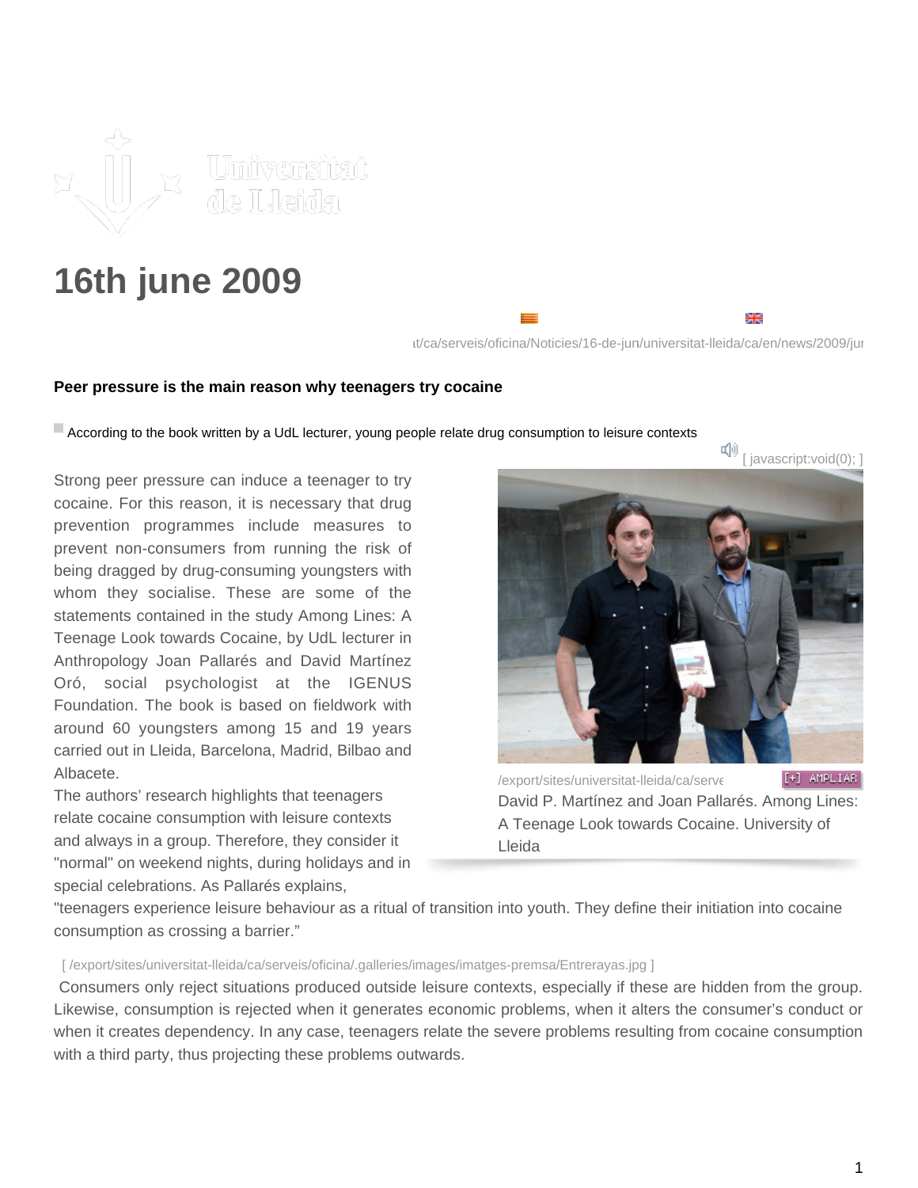# 16th june 2009

ıt/ca/serveis/oficina/Noticies/16-de-jun/universitat-lleida/ca/en/news/2009/jur

**Peer pressure is the main reason why teenagers try cocaine**

According to the book written by a UdL lecturer, young people relate drug consumption to leisure contexts

[ javascript:void(0); ]

Strong peer pressure can induce a teenager to try cocaine. For this reason, it is necessary that drug prevention programmes include measures to prevent non-consumers from running the risk of being dragged by drug-consuming youngsters with whom they socialise. These are some of the statements contained in the study Among Lines: A Teenage Look towards Cocaine, by UdL lecturer in Anthropology Joan Pallarés and David Martínez Oró, social psychologist at the IGENUS Foundation. The book is based on fieldwork with around 60 youngsters among 15 and 19 years carried out in Lleida, Barcelona, Madrid, Bilbao and Albacete.

/export/sites/universitat-lleida/ca/serve [+] AMPLIAR

David P. Martínez and Joan Pallarés. Among Lines: A Teenage Look towards Cocaine. University of Lleida

The authors' research highlights that teenagers relate cocaine consumption with leisure contexts and always in a group. Therefore, they consider it "normal" on weekend nights, during holidays and in special celebrations. As Pallarés explains, "teenagers experience leisure behaviour as a ritual of transition into youth. They define their initiation into cocaine consumption as crossing a barrier."

[ /export/sites/universitat-lleida/ca/serveis/oficina/.galleries/images/imatges-premsa/Entrerayas.jpg ]

Consumers only reject situations produced outside leisure contexts, especially if these are hidden from the group. Likewise, consumption is rejected when it generates economic problems, when it alters the consumer's conduct or when it creates dependency. In any case, teenagers relate the severe problems resulting from cocaine consumption with a third party, thus projecting these problems outwards.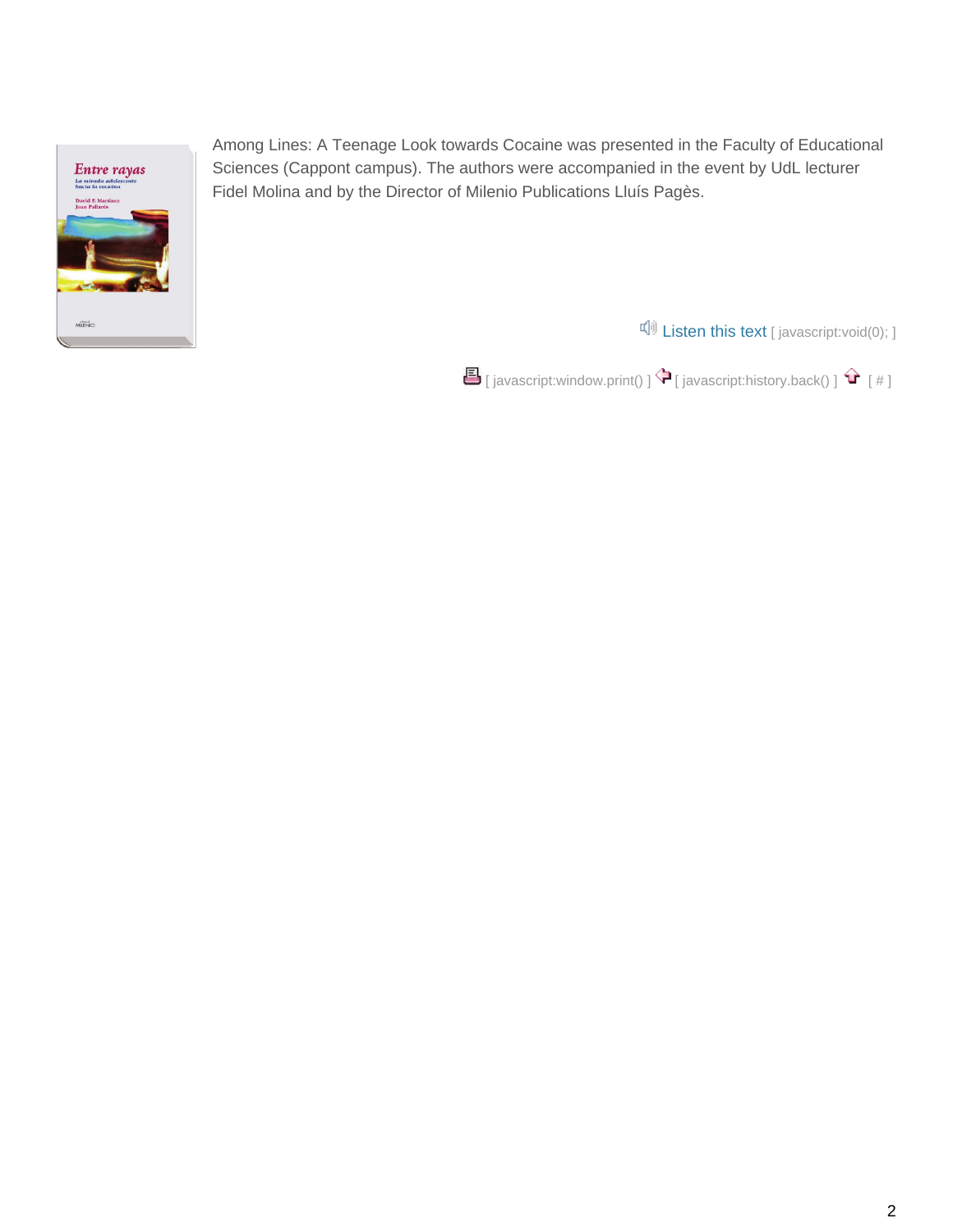Among Lines: A Teenage Look towards Cocaine was presented in the Faculty of Educational Sciences (Cappont campus). The authors were accompanied in the event by UdL lecturer Fidel Molina and by the Director of Milenio Publications Lluís Pagès.

Listen this text [ javascript:void(0); ]

[ javascript:window.print() ] [ javascript:history.back() ] [ # ]